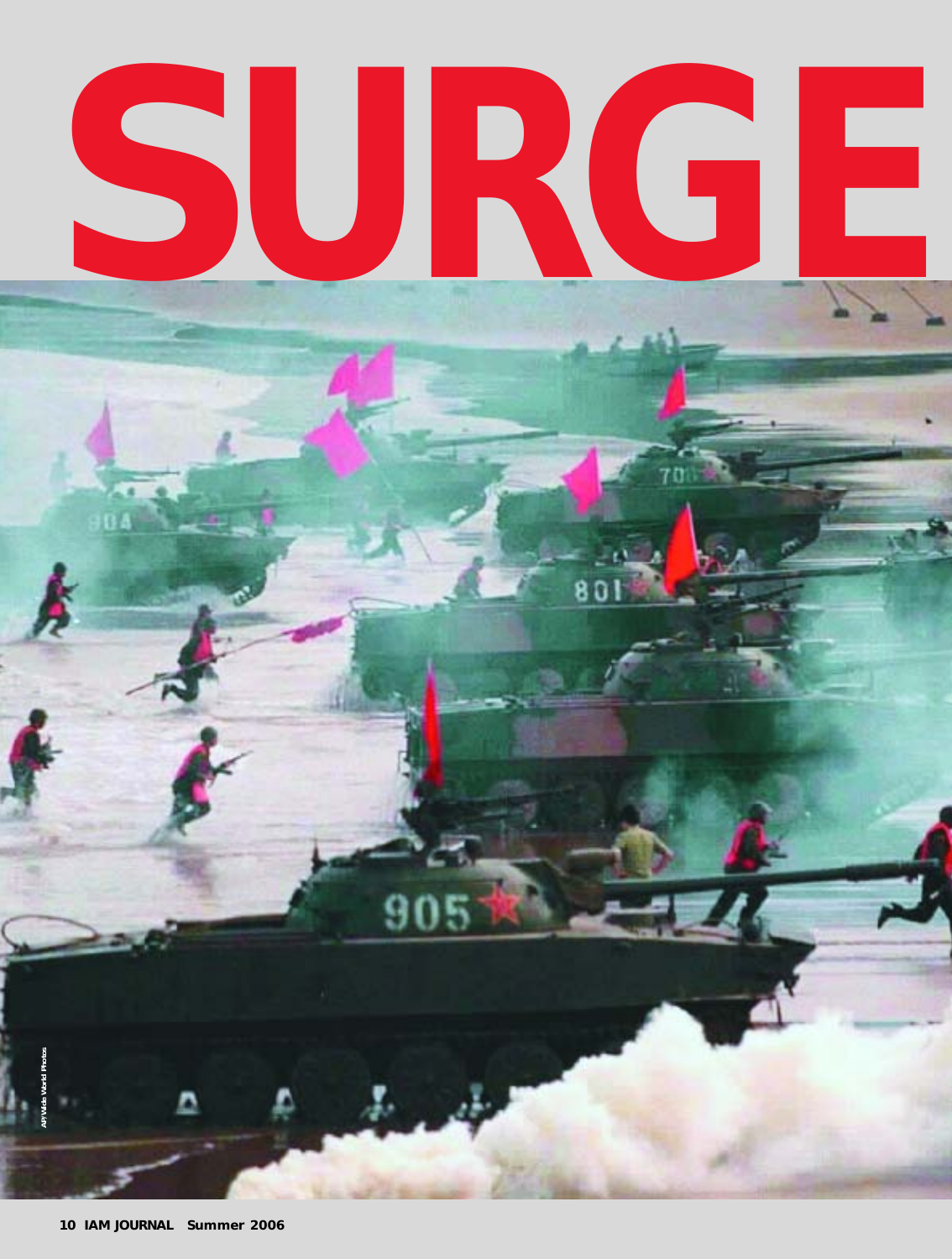# SURGE

AP/Wide World Photos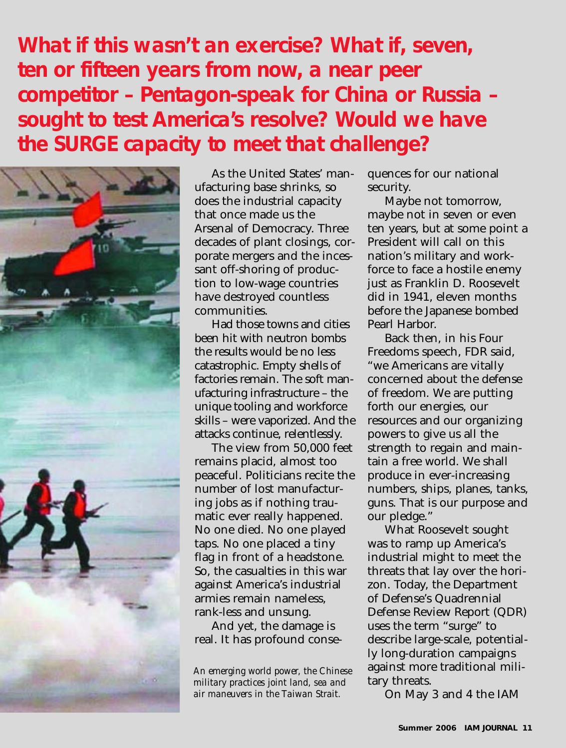**What if this wasn't an exercise? What if, seven, ten or fifteen years from now, a near peer competitor – Pentagon-speak for China or Russia – sought to test America's resolve? Would we have the SURGE capacity to meet that challenge?**

*An emerging world power, the Chinese military practices joint land, sea and air maneuvers in the Taiwan Strait.*

As the United States' manufacturing base shrinks, so does the industrial capacity that once made us the Arsenal of Democracy. Three decades of plant closings, corporate mergers and the incessant off-shoring of production to low-wage countries have destroyed countless communities.

Had those towns and cities been hit with neutron bombs the results would be no less catastrophic. Empty shells of factories remain. The soft manufacturing infrastructure – the unique tooling and workforce skills – were vaporized. And the attacks continue, relentlessly.

The view from 50,000 feet remains placid, almost too peaceful. Politicians recite the number of lost manufacturing jobs as if nothing traumatic ever really happened. No one died. No one played taps. No one placed a tiny flag in front of a headstone. So, the casualties in this war against America's industrial armies remain nameless, rank-less and unsung.

And yet, the damage is real. It has profound consequences for our national security.

Maybe not tomorrow, maybe not in seven or even ten years, but at some point a President will call on this nation's military and workforce to face a hostile enemy just as Franklin D. Roosevelt did in 1941, eleven months before the Japanese bombed Pearl Harbor.

Back then, in his Four Freedoms speech, FDR said, "we Americans are vitally concerned about the defense of freedom. We are putting forth our energies, our resources and our organizing powers to give us all the strength to regain and maintain a free world. We shall produce in ever-increasing numbers, ships, planes, tanks, guns. That is our purpose and our pledge."

What Roosevelt sought was to ramp up America's industrial might to meet the threats that lay over the horizon. Today, the Department of Defense's Quadrennial Defense Review Report (QDR) uses the term "surge" to describe large-scale, potentially long-duration campaigns against more traditional military threats.

On May 3 and 4 the IAM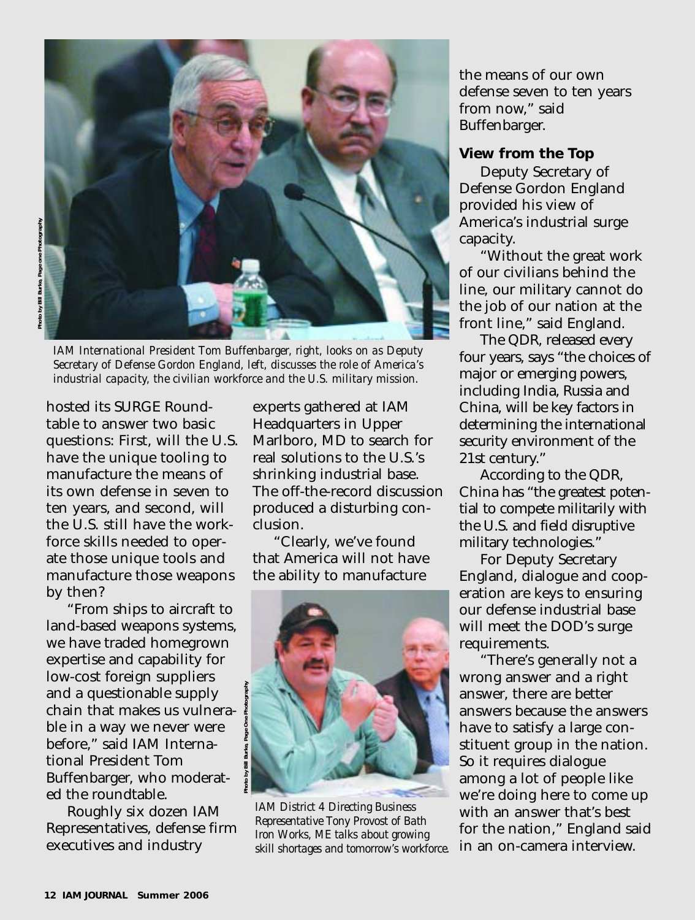*IAM International President Tom Buffenbarger, right, looks on as Deputy Secretary of Defense Gordon England, left, discusses the role of America's industrial capacity, the civilian workforce and the U.S. military mission.*

hosted its SURGE Roundtable to answer two basic questions: First, will the U.S. have the unique tooling to manufacture the means of its own defense in seven to ten years, and second, will the U.S. still have the workforce skills needed to operate those unique tools and manufacture those weapons by then?

"From ships to aircraft to land-based weapons systems, we have traded homegrown expertise and capability for low-cost foreign suppliers and a questionable supply chain that makes us vulnerable in a way we never were before," said IAM International President Tom Buffenbarger, who moderated the roundtable.

Roughly six dozen IAM Representatives, defense firm executives and industry experts gathered at IAM Headquarters in Upper Marlboro, MD to search for real solutions to the U.S.'s shrinking industrial base. The off-the-record discussion produced a disturbing conclusion.

"Clearly, we've found that America will not have the ability to manufacture the means of our own defense seven to ten years from now," said Buffenbarger.

*IAM District 4 Directing Business Representative Tony Provost of Bath Iron Works, ME talks about growing skill shortages and tomorrow's workforce.*

### View from the Top

Deputy Secretary of Defense Gordon England provided his view of America's industrial surge capacity.

"Without the great work of our civilians behind the line, our military cannot do the job of our nation at the front line," said England.

The QDR, released every four years, says "the choices of major or emerging powers, including India, Russia and China, will be key factors in determining the international security environment of the 21st century."

According to the QDR, China has "the greatest potential to compete militarily with the U.S. and field disruptive military technologies."

For Deputy Secretary England, dialogue and cooperation are keys to ensuring our defense industrial base will meet the DOD's surge requirements.

"There's generally not a wrong answer and a right answer, there are better answers because the answers have to satisfy a large constituent group in the nation. So it requires dialogue among a lot of people like we're doing here to come up with an answer that's best for the nation," England said in an on-camera interview.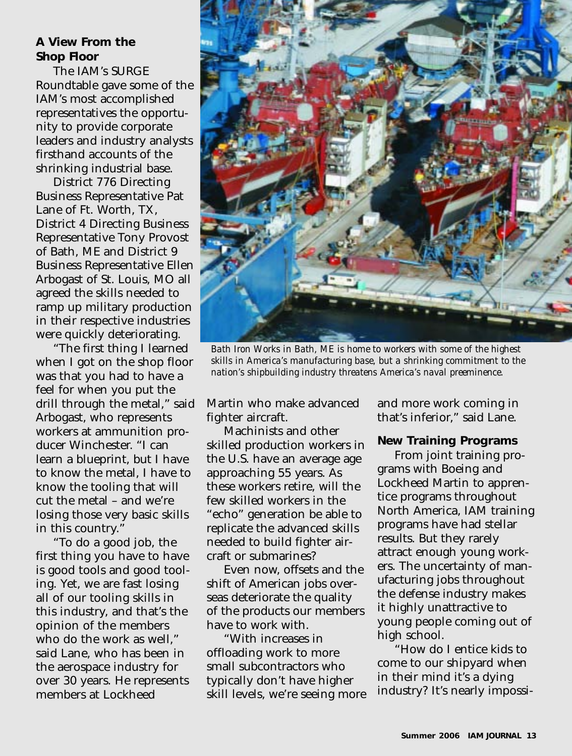### A View From the Shop Floor

The IAM's SURGE Roundtable gave some of the IAM's most accomplished representatives the opportunity to provide corporate leaders and industry analysts firsthand accounts of the shrinking industrial base.

District 776 Directing Business Representative Pat Lane of Ft. Worth, TX, District 4 Directing Business Representative Tony Provost of Bath, ME and District 9 Business Representative Ellen Arbogast of St. Louis, MO all agreed the skills needed to ramp up military production in their respective industries were quickly deteriorating.

"The first thing I learned when I got on the shop floor was that you had to have a feel for when you put the drill through the metal," said Arbogast, who represents workers at ammunition producer Winchester. "I can learn a blueprint, but I have to know the metal, I have to know the tooling that will cut the metal – and we're losing those very basic skills in this country."

"To do a good job, the first thing you have to have is good tools and good tooling. Yet, we are fast losing all of our tooling skills in this industry, and that's the opinion of the members who do the work as well," said Lane, who has been in the aerospace industry for over 30 years. He represents members at Lockheed Martin who make advanced fighter aircraft.

*Bath Iron Works in Bath, ME is home to workers with some of the highest skills in America's manufacturing base, but a shrinking commitment to the nation's shipbuilding industry threatens America's naval preeminence.*

Machinists and other skilled production workers in the U.S. have an average age approaching 55 years. As these workers retire, will the few skilled workers in the "echo" generation be able to replicate the advanced skills needed to build fighter aircraft or submarines?

Even now, offsets and the shift of American jobs overseas deteriorate the quality of the products our members have to work with.

"With increases in offloading work to more small subcontractors who typically don't have higher skill levels, we're seeing more and more work coming in that's inferior," said Lane.

### New Training Programs

From joint training programs with Boeing and Lockheed Martin to apprentice programs throughout North America, IAM training programs have had stellar results. But they rarely attract enough young workers. The uncertainty of manufacturing jobs throughout the defense industry makes it highly unattractive to young people coming out of high school.

"How do I entice kids to come to our shipyard when in their mind it's a dying industry? It's nearly impossi-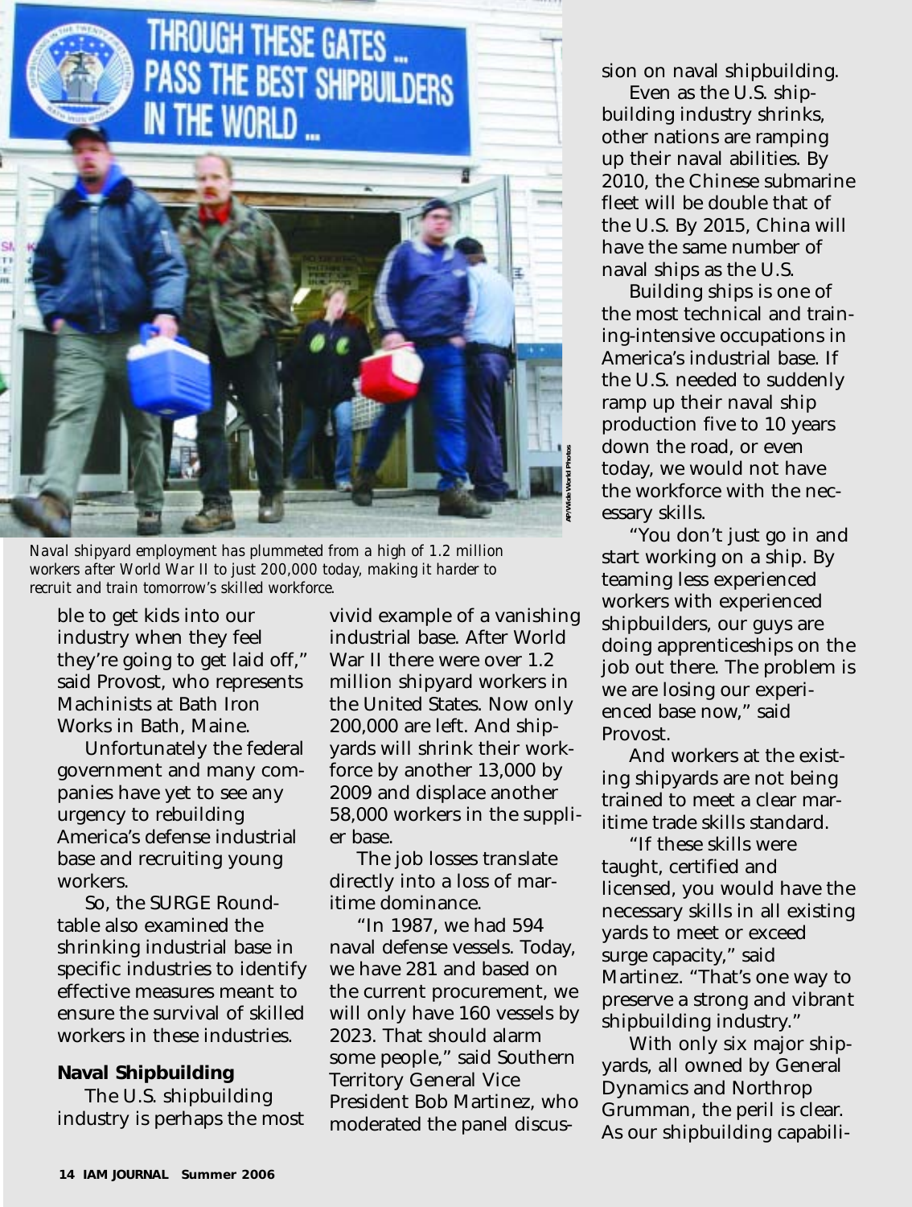Naval shipyard employment has plummeted from a high of 1.2 million workers after World War II to just 200,000 today, making it harder to recruit and train tomorrow's skilled workforce.

ble to get kids into our industry when they feel they're going to get laid off," said Provost, who represents Machinists at Bath Iron Works in Bath, Maine.

Unfortunately the federal government and many companies have yet to see any urgency to rebuilding America's defense industrial base and recruiting young workers.

So, the SURGE Roundtable also examined the shrinking industrial base in specific industries to identify effective measures meant to ensure the survival of skilled workers in these industries.

**Naval Shipbuilding**

The U.S. shipbuilding industry is perhaps the most vivid example of a vanishing industrial base. After World War II there were over 1.2 million shipyard workers in the United States. Now only 200,000 are left. And shipyards will shrink their workforce by another 13,000 by 2009 and displace another 58,000 workers in the supplier base.

The job losses translate directly into a loss of maritime dominance.

"In 1987, we had 594 naval defense vessels. Today, we have 281 and based on the current procurement, we will only have 160 vessels by 2023. That should alarm some people," said Southern Territory General Vice President Bob Martinez, who moderated the panel discussion on naval shipbuilding.

Even as the U.S. shipbuilding industry shrinks, other nations are ramping up their naval abilities. By 2010, the Chinese submarine fleet will be double that of the U.S. By 2015, China will have the same number of naval ships as the U.S.

Building ships is one of the most technical and training-intensive occupations in America's industrial base. If the U.S. needed to suddenly ramp up their naval ship production five to 10 years down the road, or even today, we would not have the workforce with the necessary skills.

"You don't just go in and start working on a ship. By teaming less experienced workers with experienced shipbuilders, our guys are doing apprenticeships on the job out there. The problem is we are losing our experienced base now," said Provost.

And workers at the existing shipyards are not being trained to meet a clear maritime trade skills standard.

"If these skills were taught, certified and licensed, you would have the necessary skills in all existing yards to meet or exceed surge capacity," said Martinez. "That's one way to preserve a strong and vibrant shipbuilding industry."

With only six major shipyards, all owned by General Dynamics and Northrop Grumman, the peril is clear. As our shipbuilding capabili-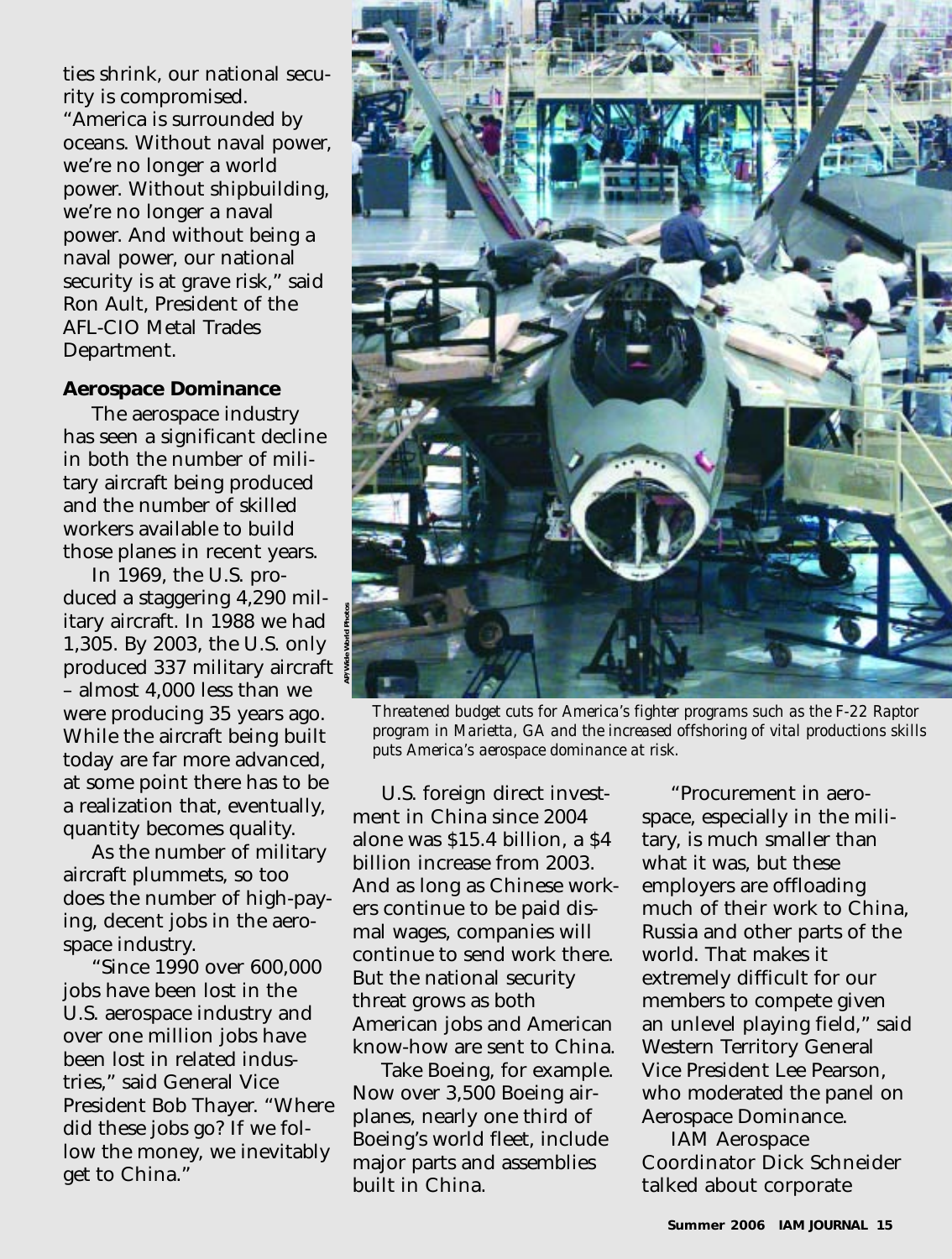ties shrink, our national security is compromised. "America is surrounded by oceans. Without naval power, we're no longer a world power. Without shipbuilding, we're no longer a naval power. And without being a naval power, our national security is at grave risk," said Ron Ault, President of the AFL-CIO Metal Trades Department.

**Aerospace Dominance**

The aerospace industry has seen a significant decline in both the number of military aircraft being produced and the number of skilled workers available to build those planes in recent years.

In 1969, the U.S. produced a staggering 4,290 military aircraft. In 1988 we had 1,305. By 2003, the U.S. only produced 337 military aircraft – almost 4,000 less than we were producing 35 years ago. While the aircraft being built today are far more advanced, at some point there has to be a realization that, eventually, quantity becomes quality.

As the number of military aircraft plummets, so too does the number of high-paying, decent jobs in the aerospace industry.

"Since 1990 over 600,000 jobs have been lost in the U.S. aerospace industry and over one million jobs have been lost in related industries," said General Vice President Bob Thayer. "Where did these jobs go? If we follow the money, we inevitably get to China."

AP/Wide World Photos

*Threatened budget cuts for America's fighter programs such as the F-22 Raptor program in Marietta, GA and the increased offshoring of vital productions skills puts America's aerospace dominance at risk.*

U.S. foreign direct investment in China since 2004 alone was $15.4 billion, a $4 billion increase from 2003. And as long as Chinese workers continue to be paid dismal wages, companies will continue to send work there. But the national security threat grows as both American jobs and American know-how are sent to China.

Take Boeing, for example. Now over 3,500 Boeing airplanes, nearly one third of Boeing's world fleet, include major parts and assemblies built in China.

"Procurement in aerospace, especially in the military, is much smaller than what it was, but these employers are offloading much of their work to China, Russia and other parts of the world. That makes it extremely difficult for our members to compete given an unlevel playing field," said Western Territory General Vice President Lee Pearson, who moderated the panel on Aerospace Dominance.

IAM Aerospace Coordinator Dick Schneider talked about corporate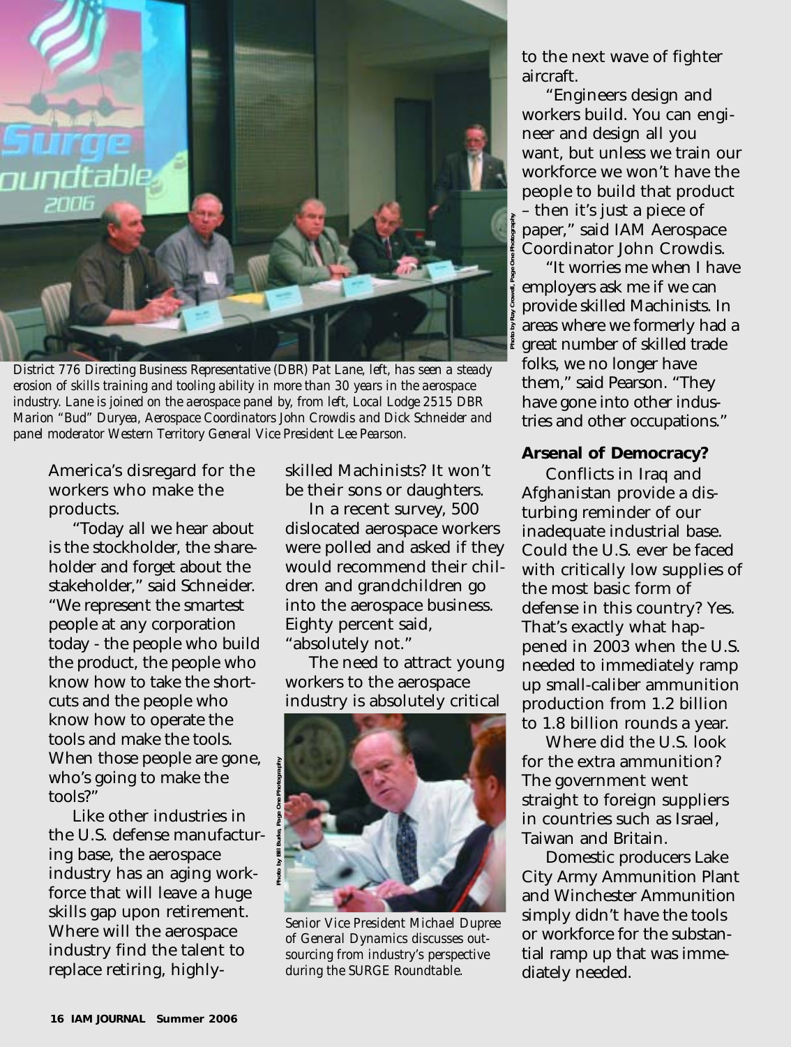District 776 Directing Business Representative (DBR) Pat Lane, left, has seen a steady erosion of skills training and tooling ability in more than 30 years in the aerospace industry. Lane is joined on the aerospace panel by, from left, Local Lodge 2515 DBR Marion "Bud" Duryea, Aerospace Coordinators John Crowdis and Dick Schneider and panel moderator Western Territory General Vice President Lee Pearson.

Photo by Ray Crowell, Page One Photography

America's disregard for the workers who make the products.

"Today all we hear about is the stockholder, the shareholder and forget about the stakeholder," said Schneider. "We represent the smartest people at any corporation today - the people who build the product, the people who know how to take the shortcuts and the people who know how to operate the tools and make the tools. When those people are gone, who's going to make the tools?"

Like other industries in the U.S. defense manufacturing base, the aerospace industry has an aging workforce that will leave a huge skills gap upon retirement. Where will the aerospace industry find the talent to replace retiring, highly-skilled Machinists? It won't be their sons or daughters.

In a recent survey, 500 dislocated aerospace workers were polled and asked if they would recommend their children and grandchildren go into the aerospace business. Eighty percent said, "absolutely not."

The need to attract young workers to the aerospace industry is absolutely critical to the next wave of fighter aircraft.

Photo by Bill Burke, Page One Photography

Senior Vice President Michael Dupree of General Dynamics discusses outsourcing from industry's perspective during the SURGE Roundtable.

"Engineers design and workers build. You can engineer and design all you want, but unless we train our workforce we won't have the people to build that product – then it's just a piece of paper," said IAM Aerospace Coordinator John Crowdis.

"It worries me when I have employers ask me if we can provide skilled Machinists. In areas where we formerly had a great number of skilled trade folks, we no longer have them," said Pearson. "They have gone into other industries and other occupations."

## Arsenal of Democracy?

Conflicts in Iraq and Afghanistan provide a disturbing reminder of our inadequate industrial base. Could the U.S. ever be faced with critically low supplies of the most basic form of defense in this country? Yes. That's exactly what happened in 2003 when the U.S. needed to immediately ramp up small-caliber ammunition production from 1.2 billion to 1.8 billion rounds a year.

Where did the U.S. look for the extra ammunition? The government went straight to foreign suppliers in countries such as Israel, Taiwan and Britain.

Domestic producers Lake City Army Ammunition Plant and Winchester Ammunition simply didn't have the tools or workforce for the substantial ramp up that was immediately needed.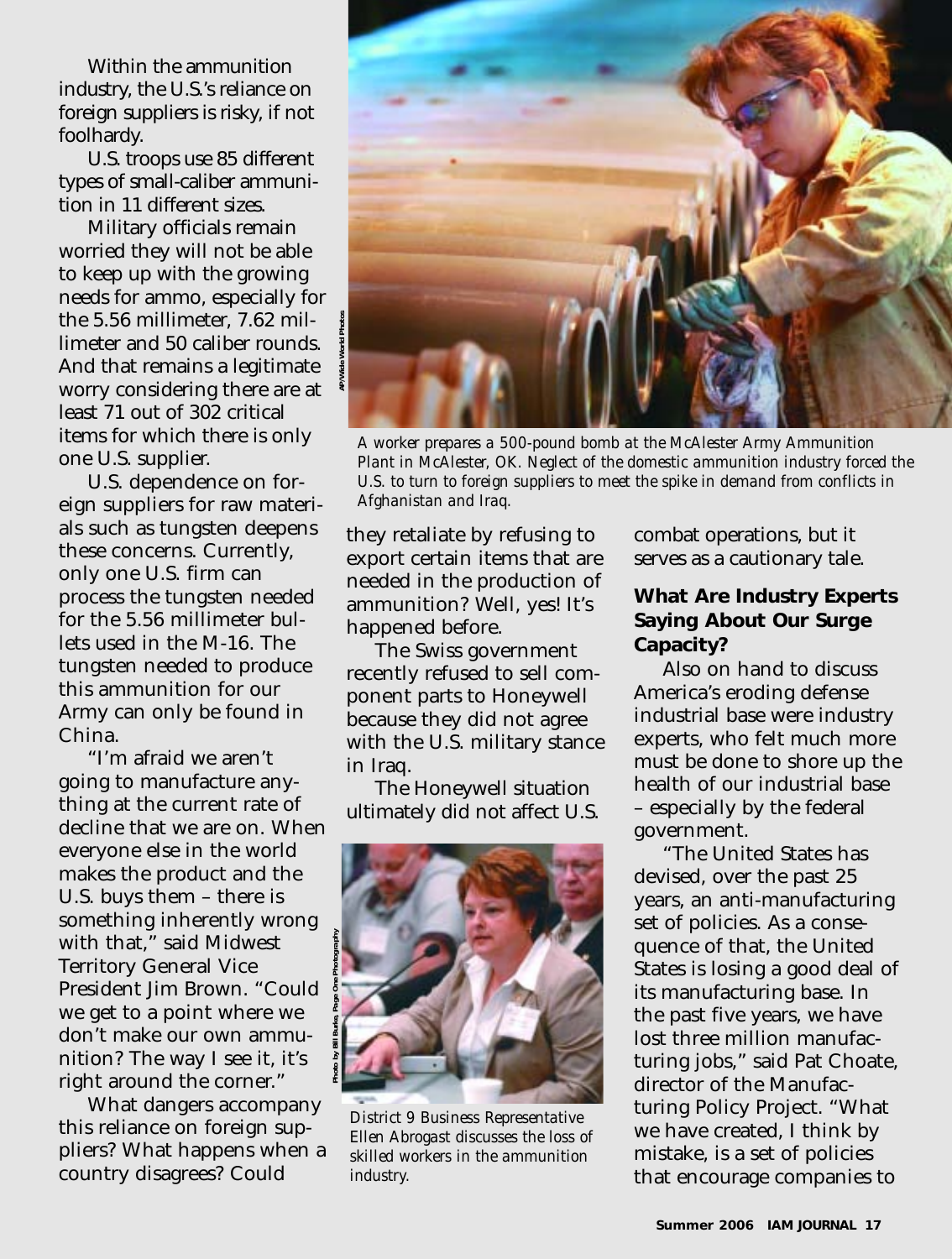Within the ammunition industry, the U.S.'s reliance on foreign suppliers is risky, if not foolhardy.

U.S. troops use 85 different types of small-caliber ammunition in 11 different sizes.

Military officials remain worried they will not be able to keep up with the growing needs for ammo, especially for the 5.56 millimeter, 7.62 millimeter and 50 caliber rounds. And that remains a legitimate worry considering there are at least 71 out of 302 critical items for which there is only one U.S. supplier.

U.S. dependence on foreign suppliers for raw materials such as tungsten deepens these concerns. Currently, only one U.S. firm can process the tungsten needed for the 5.56 millimeter bullets used in the M-16. The tungsten needed to produce this ammunition for our Army can only be found in China.

"I'm afraid we aren't going to manufacture anything at the current rate of decline that we are on. When everyone else in the world makes the product and the U.S. buys them – there is something inherently wrong with that," said Midwest Territory General Vice President Jim Brown. "Could we get to a point where we don't make our own ammunition? The way I see it, it's right around the corner."

What dangers accompany this reliance on foreign suppliers? What happens when a country disagrees? Could they retaliate by refusing to export certain items that are needed in the production of ammunition? Well, yes! It's happened before.

The Swiss government recently refused to sell component parts to Honeywell because they did not agree with the U.S. military stance in Iraq.

The Honeywell situation ultimately did not affect U.S. combat operations, but it serves as a cautionary tale.

*A worker prepares a 500-pound bomb at the McAlester Army Ammunition Plant in McAlester, OK. Neglect of the domestic ammunition industry forced the U.S. to turn to foreign suppliers to meet the spike in demand from conflicts in Afghanistan and Iraq.*

*District 9 Business Representative Ellen Abrogast discusses the loss of skilled workers in the ammunition industry.*

### What Are Industry Experts Saying About Our Surge Capacity?

Also on hand to discuss America's eroding defense industrial base were industry experts, who felt much more must be done to shore up the health of our industrial base – especially by the federal government.

"The United States has devised, over the past 25 years, an anti-manufacturing set of policies. As a consequence of that, the United States is losing a good deal of its manufacturing base. In the past five years, we have lost three million manufacturing jobs," said Pat Choate, director of the Manufacturing Policy Project. "What we have created, I think by mistake, is a set of policies that encourage companies to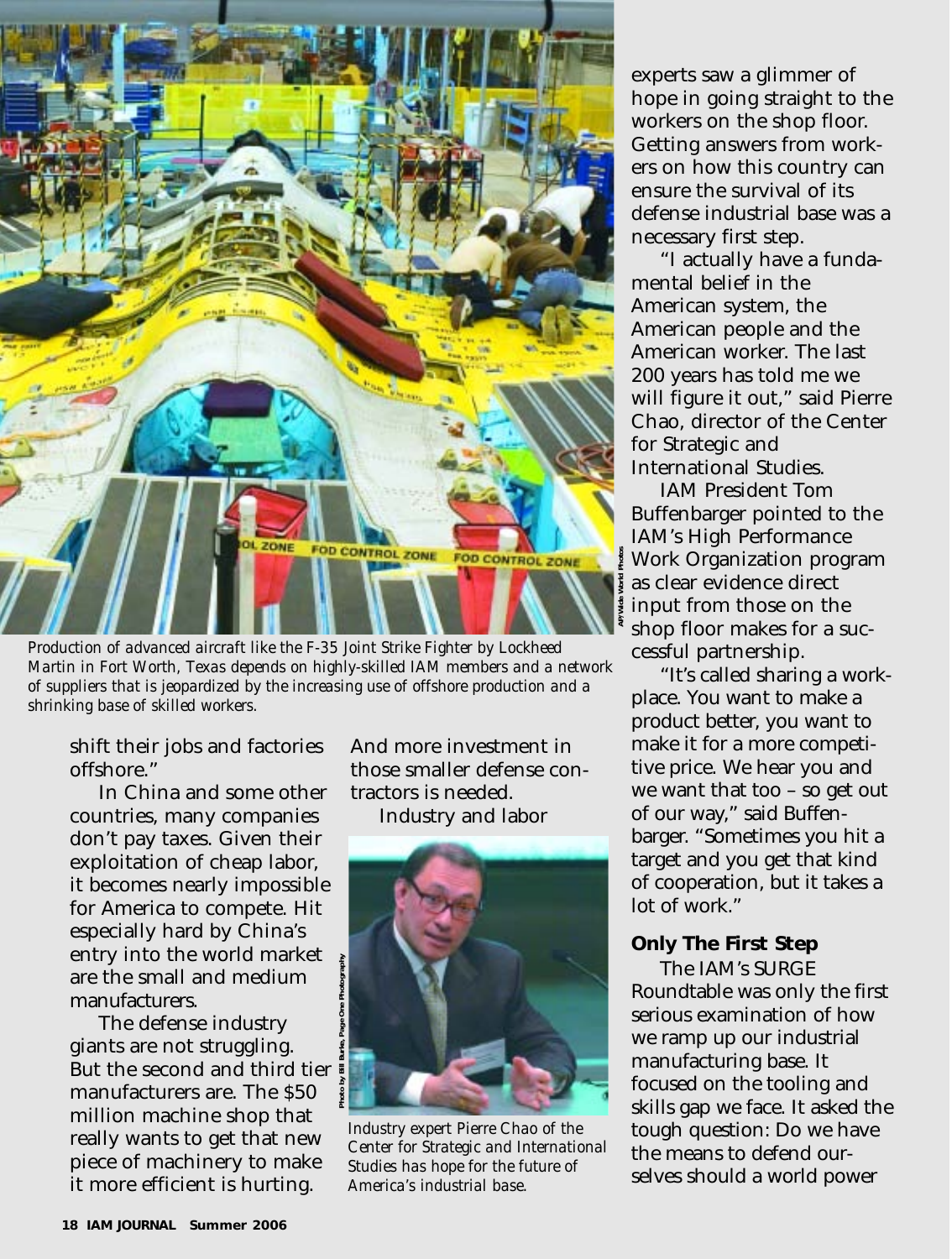Production of advanced aircraft like the F-35 Joint Strike Fighter by Lockheed Martin in Fort Worth, Texas depends on highly-skilled IAM members and a network of suppliers that is jeopardized by the increasing use of offshore production and a shrinking base of skilled workers.

shift their jobs and factories offshore."

In China and some other countries, many companies don't pay taxes. Given their exploitation of cheap labor, it becomes nearly impossible for America to compete. Hit especially hard by China's entry into the world market are the small and medium manufacturers.

The defense industry giants are not struggling. But the second and third tier manufacturers are. The $50 million machine shop that really wants to get that new piece of machinery to make it more efficient is hurting. And more investment in those smaller defense contractors is needed.

Industry and labor experts saw a glimmer of hope in going straight to the workers on the shop floor. Getting answers from workers on how this country can ensure the survival of its defense industrial base was a necessary first step.

Industry expert Pierre Chao of the Center for Strategic and International Studies has hope for the future of America's industrial base.

"I actually have a fundamental belief in the American system, the American people and the American worker. The last 200 years has told me we will figure it out," said Pierre Chao, director of the Center for Strategic and International Studies.

IAM President Tom Buffenbarger pointed to the IAM's High Performance Work Organization program as clear evidence direct input from those on the shop floor makes for a successful partnership.

"It's called sharing a workplace. You want to make a product better, you want to make it for a more competitive price. We hear you and we want that too – so get out of our way," said Buffenbarger. "Sometimes you hit a target and you get that kind of cooperation, but it takes a lot of work."

### Only The First Step

The IAM's SURGE Roundtable was only the first serious examination of how we ramp up our industrial manufacturing base. It focused on the tooling and skills gap we face. It asked the tough question: Do we have the means to defend ourselves should a world power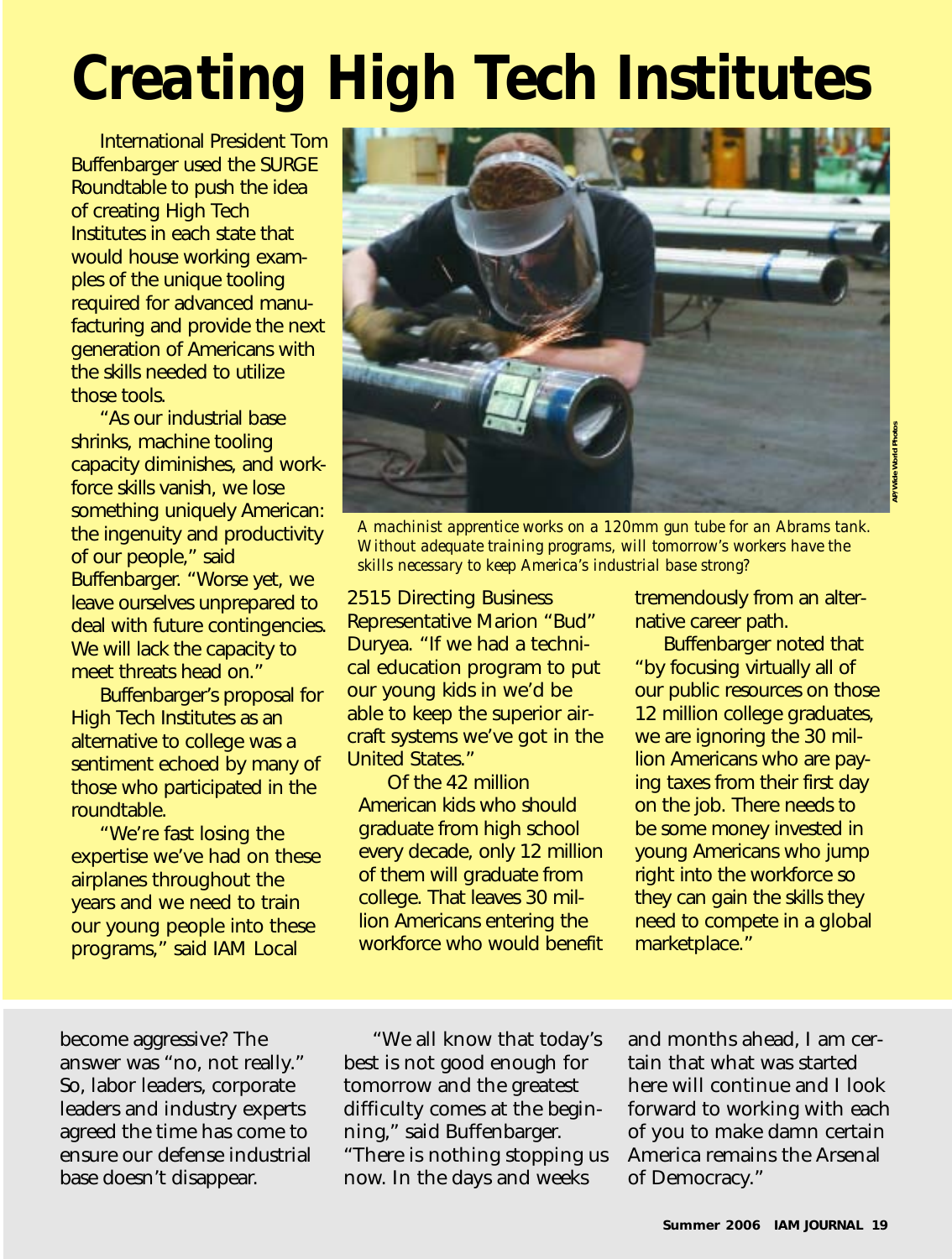# Creating High Tech Institutes

International President Tom Buffenbarger used the SURGE Roundtable to push the idea of creating High Tech Institutes in each state that would house working examples of the unique tooling required for advanced manufacturing and provide the next generation of Americans with the skills needed to utilize those tools.

"As our industrial base shrinks, machine tooling capacity diminishes, and workforce skills vanish, we lose something uniquely American: the ingenuity and productivity of our people," said Buffenbarger. "Worse yet, we leave ourselves unprepared to deal with future contingencies. We will lack the capacity to meet threats head on."

Buffenbarger's proposal for High Tech Institutes as an alternative to college was a sentiment echoed by many of those who participated in the roundtable.

"We're fast losing the expertise we've had on these airplanes throughout the years and we need to train our young people into these programs," said IAM Local 2515 Directing Business Representative Marion "Bud" Duryea. "If we had a technical education program to put our young kids in we'd be able to keep the superior aircraft systems we've got in the United States."

Of the 42 million American kids who should graduate from high school every decade, only 12 million of them will graduate from college. That leaves 30 million Americans entering the workforce who would benefit tremendously from an alternative career path.

Buffenbarger noted that "by focusing virtually all of our public resources on those 12 million college graduates, we are ignoring the 30 million Americans who are paying taxes from their first day on the job. There needs to be some money invested in young Americans who jump right into the workforce so they can gain the skills they need to compete in a global marketplace."

*A machinist apprentice works on a 120mm gun tube for an Abrams tank. Without adequate training programs, will tomorrow's workers have the skills necessary to keep America's industrial base strong?*

AP/Wide World Photos

become aggressive? The answer was "no, not really." So, labor leaders, corporate leaders and industry experts agreed the time has come to ensure our defense industrial base doesn't disappear.

"We all know that today's best is not good enough for tomorrow and the greatest difficulty comes at the beginning," said Buffenbarger. "There is nothing stopping us now. In the days and weeks and months ahead, I am certain that what was started here will continue and I look forward to working with each of you to make damn certain America remains the Arsenal of Democracy."